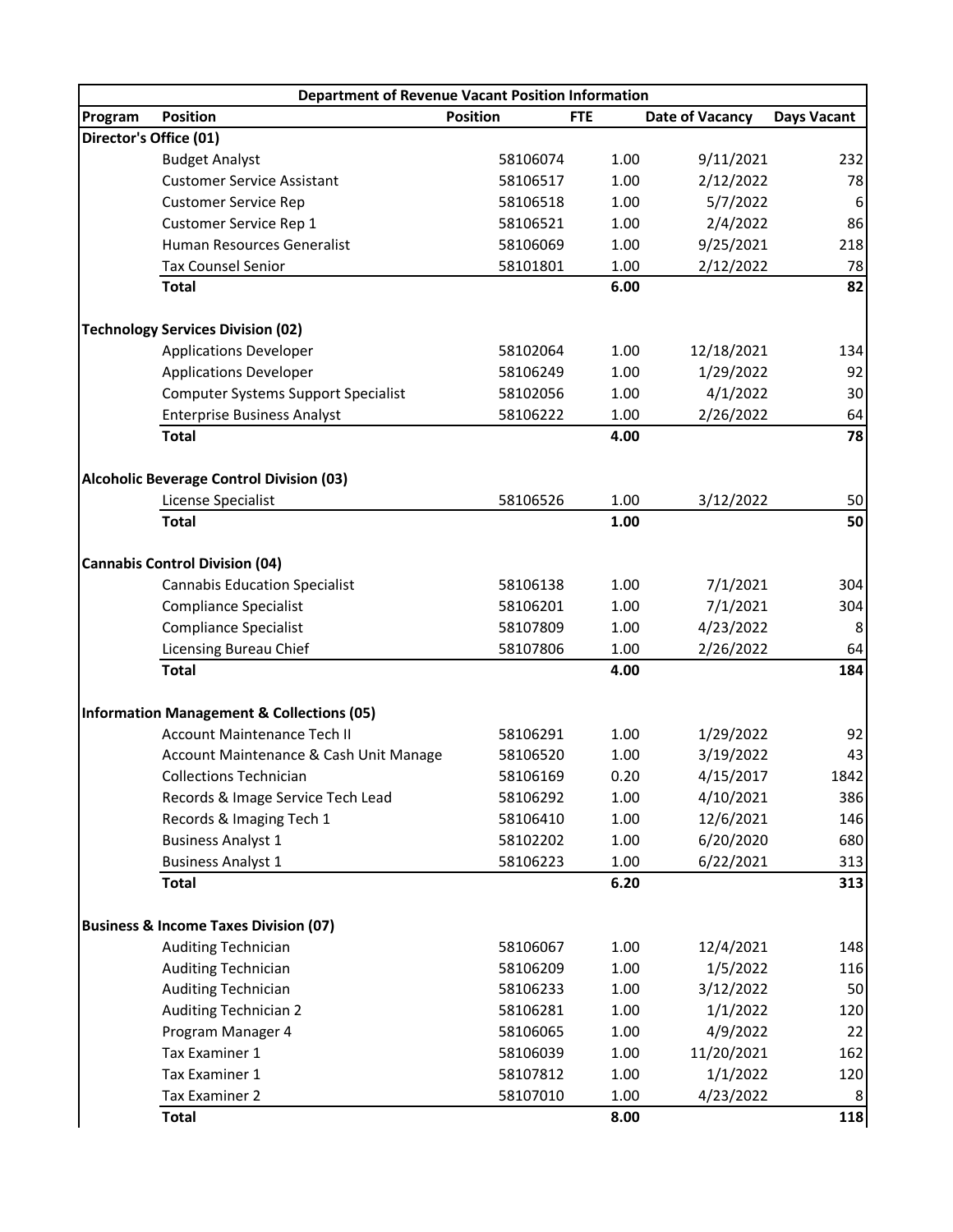| Department of Revenue Vacant Position Information | | | | | |
|---|---|---|---|---|---|
| **Program** | **Position** | **Position** | **FTE** | **Date of Vacancy** | **Days Vacant** |
| **Director's Office (01)** | | | | | |
| | Budget Analyst | 58106074 | 1.00 | 9/11/2021 | 232 |
| | Customer Service Assistant | 58106517 | 1.00 | 2/12/2022 | 78 |
| | Customer Service Rep | 58106518 | 1.00 | 5/7/2022 | 6 |
| | Customer Service Rep 1 | 58106521 | 1.00 | 2/4/2022 | 86 |
| | Human Resources Generalist | 58106069 | 1.00 | 9/25/2021 | 218 |
| | Tax Counsel Senior | 58101801 | 1.00 | 2/12/2022 | 78 |
| | **Total** | | **6.00** | | **82** |
| **Technology Services Division (02)** | | | | | |
| | Applications Developer | 58102064 | 1.00 | 12/18/2021 | 134 |
| | Applications Developer | 58106249 | 1.00 | 1/29/2022 | 92 |
| | Computer Systems Support Specialist | 58102056 | 1.00 | 4/1/2022 | 30 |
| | Enterprise Business Analyst | 58106222 | 1.00 | 2/26/2022 | 64 |
| | **Total** | | **4.00** | | **78** |
| **Alcoholic Beverage Control Division (03)** | | | | | |
| | License Specialist | 58106526 | 1.00 | 3/12/2022 | 50 |
| | **Total** | | **1.00** | | **50** |
| **Cannabis Control Division (04)** | | | | | |
| | Cannabis Education Specialist | 58106138 | 1.00 | 7/1/2021 | 304 |
| | Compliance Specialist | 58106201 | 1.00 | 7/1/2021 | 304 |
| | Compliance Specialist | 58107809 | 1.00 | 4/23/2022 | 8 |
| | Licensing Bureau Chief | 58107806 | 1.00 | 2/26/2022 | 64 |
| | **Total** | | **4.00** | | **184** |
| **Information Management & Collections (05)** | | | | | |
| | Account Maintenance Tech II | 58106291 | 1.00 | 1/29/2022 | 92 |
| | Account Maintenance & Cash Unit Manage | 58106520 | 1.00 | 3/19/2022 | 43 |
| | Collections Technician | 58106169 | 0.20 | 4/15/2017 | 1842 |
| | Records & Image Service Tech Lead | 58106292 | 1.00 | 4/10/2021 | 386 |
| | Records & Imaging Tech 1 | 58106410 | 1.00 | 12/6/2021 | 146 |
| | Business Analyst 1 | 58102202 | 1.00 | 6/20/2020 | 680 |
| | Business Analyst 1 | 58106223 | 1.00 | 6/22/2021 | 313 |
| | **Total** | | **6.20** | | **313** |
| **Business & Income Taxes Division (07)** | | | | | |
| | Auditing Technician | 58106067 | 1.00 | 12/4/2021 | 148 |
| | Auditing Technician | 58106209 | 1.00 | 1/5/2022 | 116 |
| | Auditing Technician | 58106233 | 1.00 | 3/12/2022 | 50 |
| | Auditing Technician 2 | 58106281 | 1.00 | 1/1/2022 | 120 |
| | Program Manager 4 | 58106065 | 1.00 | 4/9/2022 | 22 |
| | Tax Examiner 1 | 58106039 | 1.00 | 11/20/2021 | 162 |
| | Tax Examiner 1 | 58107812 | 1.00 | 1/1/2022 | 120 |
| | Tax Examiner 2 | 58107010 | 1.00 | 4/23/2022 | 8 |
| | **Total** | | **8.00** | | **118** |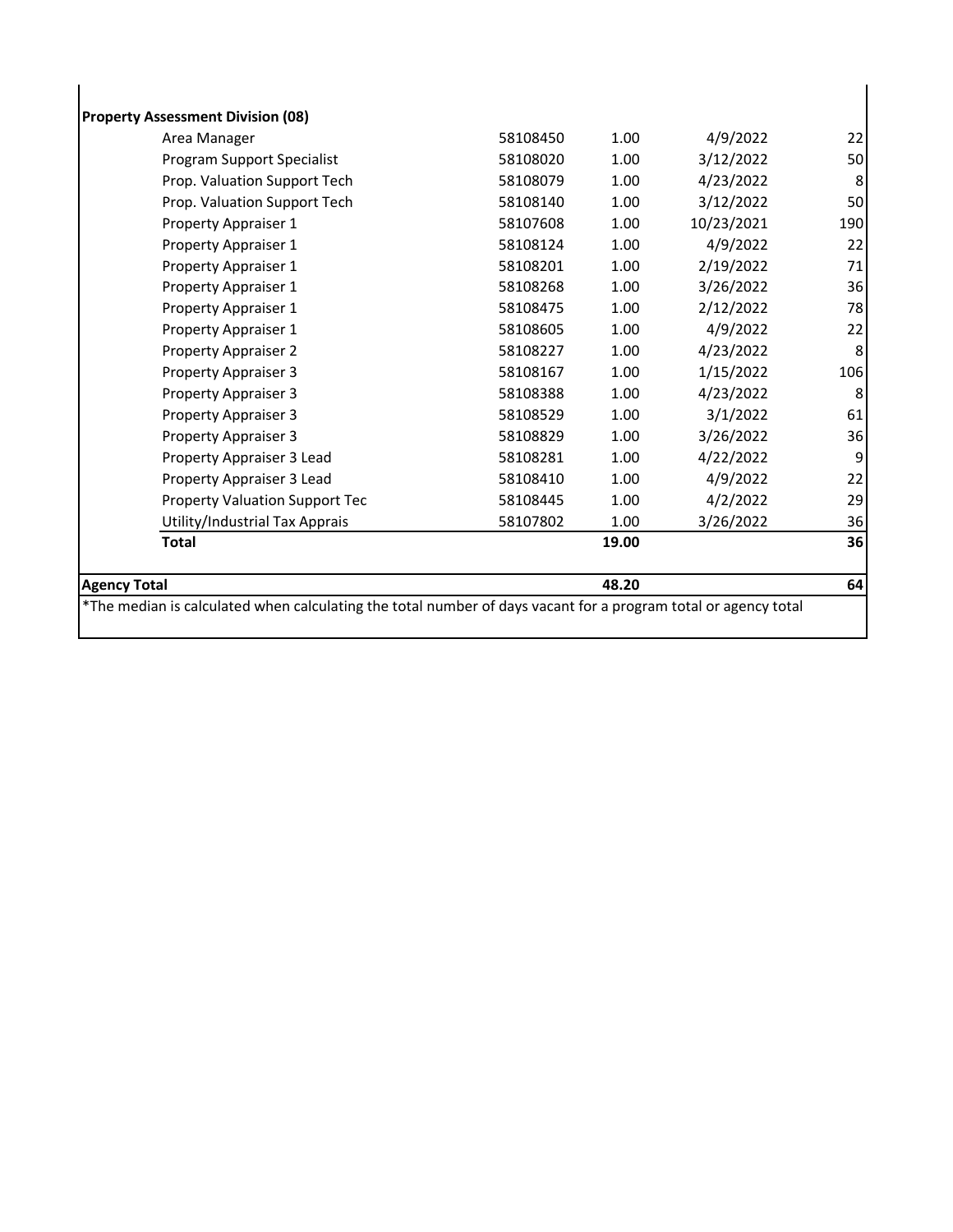| | | | | |
|---|---|---|---|---|
| **Property Assessment Division (08)** | | | | |
| Area Manager | 58108450 | 1.00 | 4/9/2022 | 22 |
| Program Support Specialist | 58108020 | 1.00 | 3/12/2022 | 50 |
| Prop. Valuation Support Tech | 58108079 | 1.00 | 4/23/2022 | 8 |
| Prop. Valuation Support Tech | 58108140 | 1.00 | 3/12/2022 | 50 |
| Property Appraiser 1 | 58107608 | 1.00 | 10/23/2021 | 190 |
| Property Appraiser 1 | 58108124 | 1.00 | 4/9/2022 | 22 |
| Property Appraiser 1 | 58108201 | 1.00 | 2/19/2022 | 71 |
| Property Appraiser 1 | 58108268 | 1.00 | 3/26/2022 | 36 |
| Property Appraiser 1 | 58108475 | 1.00 | 2/12/2022 | 78 |
| Property Appraiser 1 | 58108605 | 1.00 | 4/9/2022 | 22 |
| Property Appraiser 2 | 58108227 | 1.00 | 4/23/2022 | 8 |
| Property Appraiser 3 | 58108167 | 1.00 | 1/15/2022 | 106 |
| Property Appraiser 3 | 58108388 | 1.00 | 4/23/2022 | 8 |
| Property Appraiser 3 | 58108529 | 1.00 | 3/1/2022 | 61 |
| Property Appraiser 3 | 58108829 | 1.00 | 3/26/2022 | 36 |
| Property Appraiser 3 Lead | 58108281 | 1.00 | 4/22/2022 | 9 |
| Property Appraiser 3 Lead | 58108410 | 1.00 | 4/9/2022 | 22 |
| Property Valuation Support Tec | 58108445 | 1.00 | 4/2/2022 | 29 |
| Utility/Industrial Tax Apprais | 58107802 | 1.00 | 3/26/2022 | 36 |
| **Total** | | **19.00** | | **36** |
| **Agency Total** | | **48.20** | | **64** |

*The median is calculated when calculating the total number of days vacant for a program total or agency total